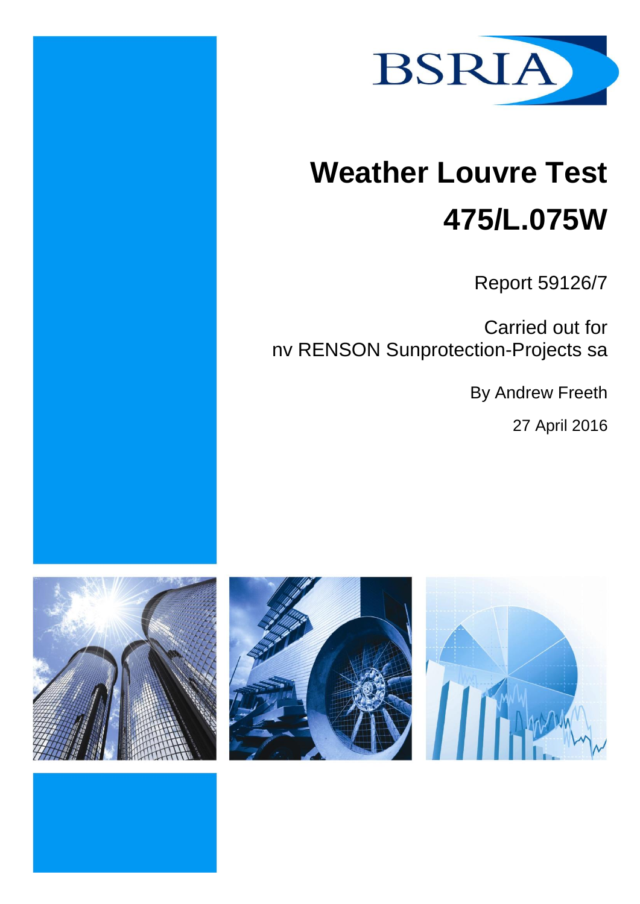BSRIA

# Weather Louvre Test 475/L.075W

Report 59126/7

Carried out for
nv RENSON Sunprotection-Projects sa

By Andrew Freeth

27 April 2016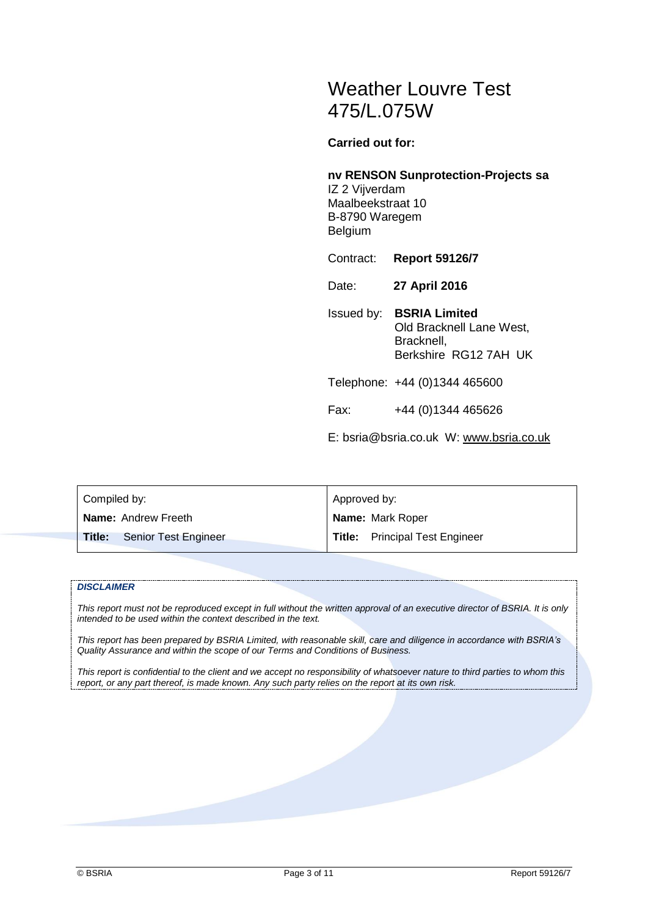# Weather Louvre Test 475/L.075W

**Carried out for:**

**nv RENSON Sunprotection-Projects sa**
IZ 2 Vijverdam
Maalbeekstraat 10
B-8790 Waregem
Belgium

Contract: **Report 59126/7**

Date: **27 April 2016**

Issued by: **BSRIA Limited**
Old Bracknell Lane West,
Bracknell,
Berkshire RG12 7AH UK

Telephone: +44 (0)1344 465600

Fax: +44 (0)1344 465626

E: bsria@bsria.co.uk W: www.bsria.co.uk

| Compiled by: | Approved by: |
|---|---|
| **Name:** Andrew Freeth | **Name:** Mark Roper |
| **Title:** Senior Test Engineer | **Title:** Principal Test Engineer |

***DISCLAIMER***

*This report must not be reproduced except in full without the written approval of an executive director of BSRIA. It is only intended to be used within the context described in the text.*

*This report has been prepared by BSRIA Limited, with reasonable skill, care and diligence in accordance with BSRIA's Quality Assurance and within the scope of our Terms and Conditions of Business.*

*This report is confidential to the client and we accept no responsibility of whatsoever nature to third parties to whom this report, or any part thereof, is made known. Any such party relies on the report at its own risk.*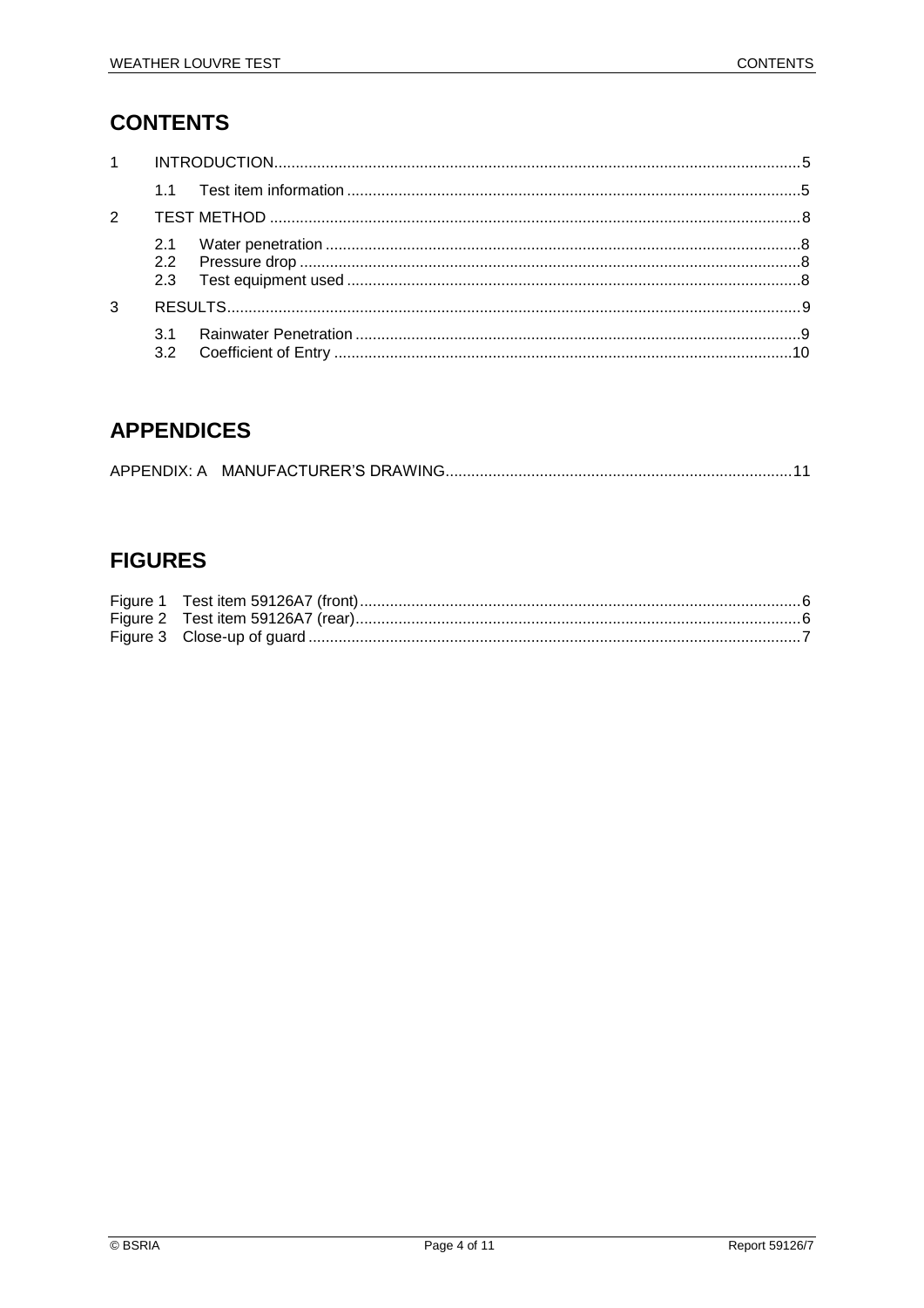# CONTENTS

1 INTRODUCTION .......... 5
   1.1 Test item information .......... 5
2 TEST METHOD .......... 8
   2.1 Water penetration .......... 8
   2.2 Pressure drop .......... 8
   2.3 Test equipment used .......... 8
3 RESULTS .......... 9
   3.1 Rainwater Penetration .......... 9
   3.2 Coefficient of Entry .......... 10

# APPENDICES

APPENDIX: A MANUFACTURER'S DRAWING .......... 11

# FIGURES

Figure 1 Test item 59126A7 (front) .......... 6
Figure 2 Test item 59126A7 (rear) .......... 6
Figure 3 Close-up of guard .......... 7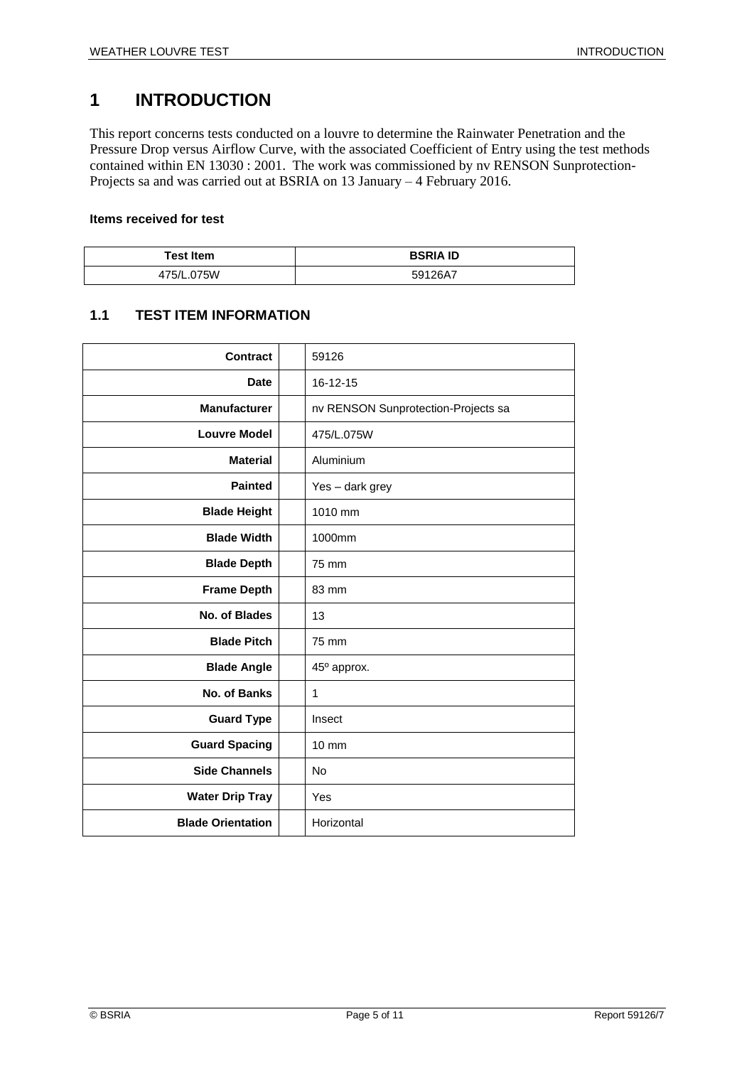# 1 INTRODUCTION

This report concerns tests conducted on a louvre to determine the Rainwater Penetration and the Pressure Drop versus Airflow Curve, with the associated Coefficient of Entry using the test methods contained within EN 13030 : 2001. The work was commissioned by nv RENSON Sunprotection-Projects sa and was carried out at BSRIA on 13 January – 4 February 2016.

**Items received for test**

| Test Item | BSRIA ID |
|---|---|
| 475/L.075W | 59126A7 |

## 1.1 TEST ITEM INFORMATION

| | | |
|---|---|---|
| **Contract** | | 59126 |
| **Date** | | 16-12-15 |
| **Manufacturer** | | nv RENSON Sunprotection-Projects sa |
| **Louvre Model** | | 475/L.075W |
| **Material** | | Aluminium |
| **Painted** | | Yes – dark grey |
| **Blade Height** | | 1010 mm |
| **Blade Width** | | 1000mm |
| **Blade Depth** | | 75 mm |
| **Frame Depth** | | 83 mm |
| **No. of Blades** | | 13 |
| **Blade Pitch** | | 75 mm |
| **Blade Angle** | | 45º approx. |
| **No. of Banks** | | 1 |
| **Guard Type** | | Insect |
| **Guard Spacing** | | 10 mm |
| **Side Channels** | | No |
| **Water Drip Tray** | | Yes |
| **Blade Orientation** | | Horizontal |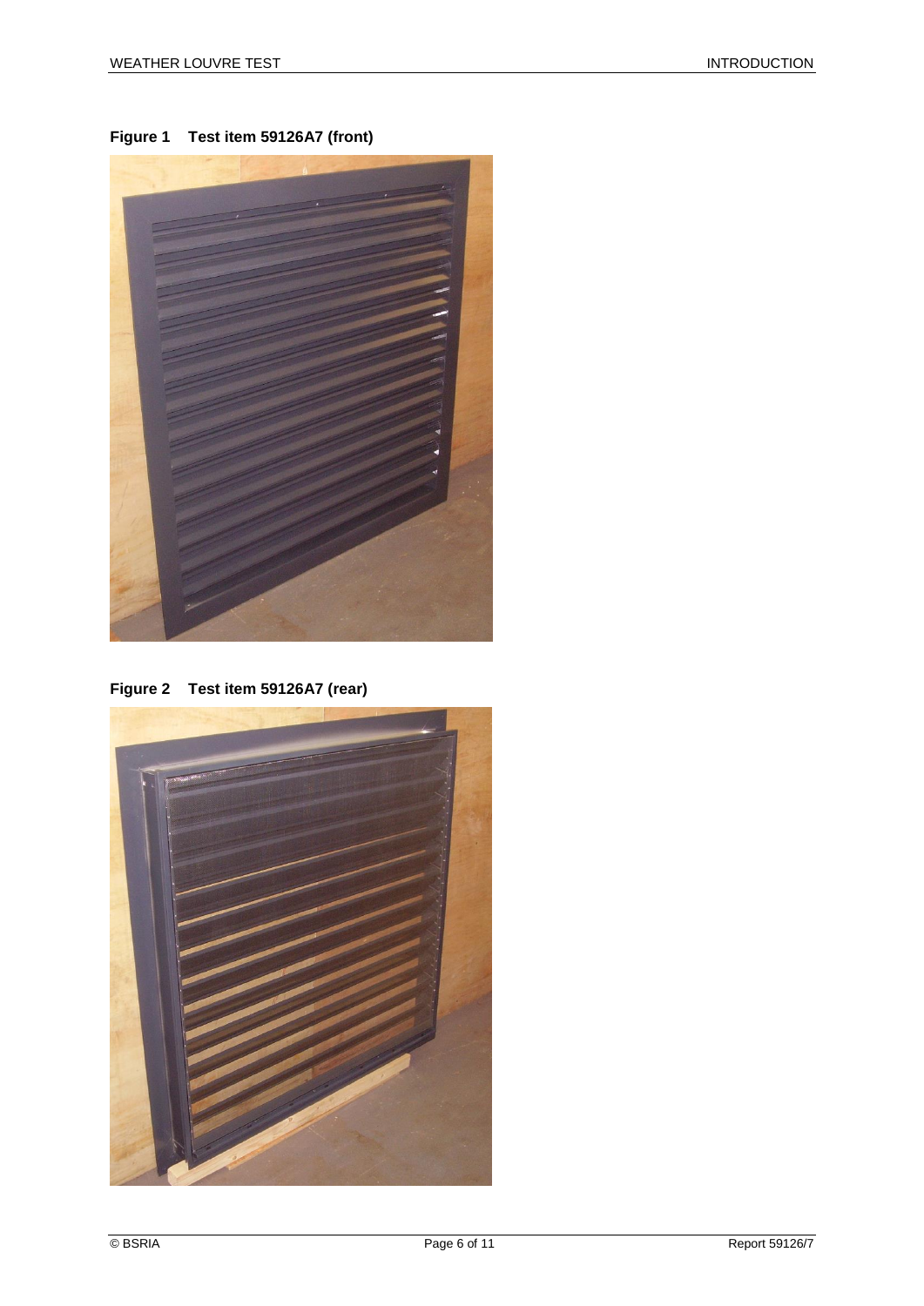**Figure 1 Test item 59126A7 (front)**

**Figure 2 Test item 59126A7 (rear)**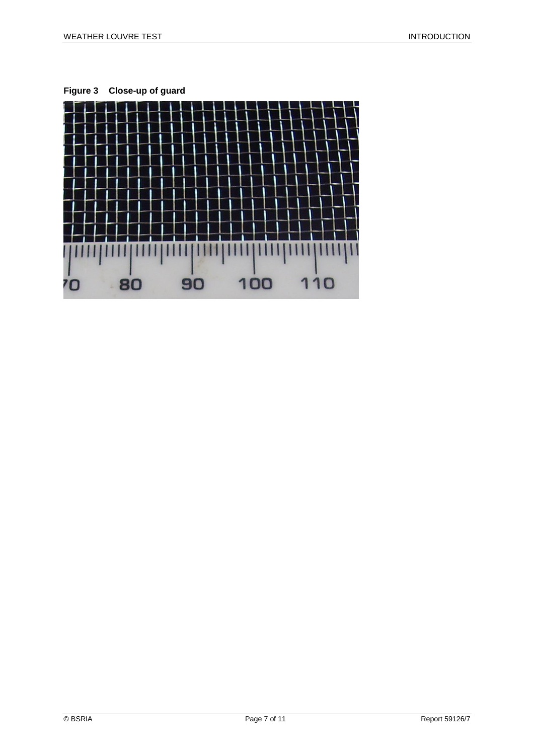**Figure 3 Close-up of guard**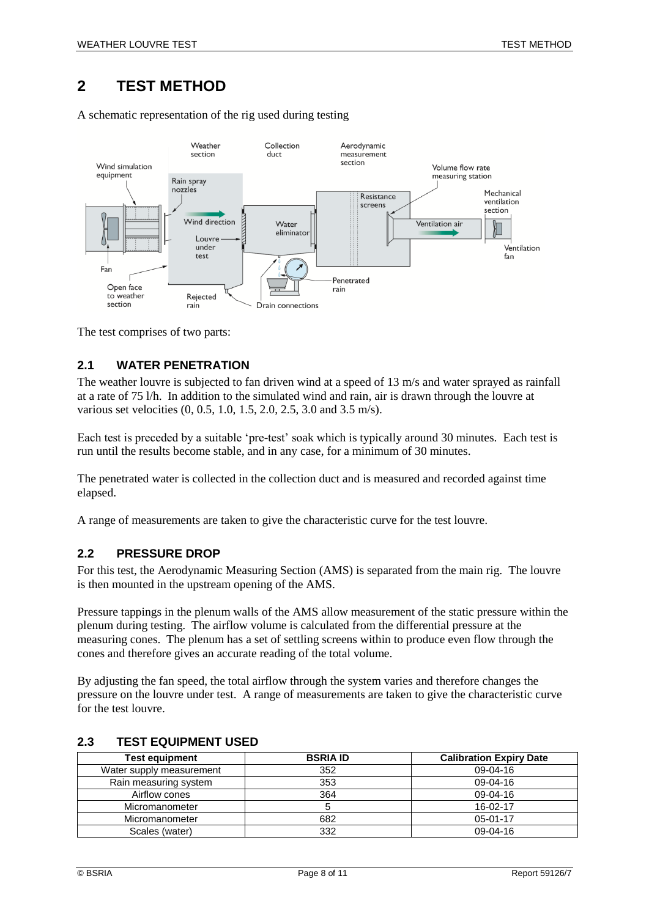# 2 TEST METHOD

A schematic representation of the rig used during testing

The test comprises of two parts:

## 2.1 WATER PENETRATION

The weather louvre is subjected to fan driven wind at a speed of 13 m/s and water sprayed as rainfall at a rate of 75 l/h. In addition to the simulated wind and rain, air is drawn through the louvre at various set velocities (0, 0.5, 1.0, 1.5, 2.0, 2.5, 3.0 and 3.5 m/s).

Each test is preceded by a suitable 'pre-test' soak which is typically around 30 minutes. Each test is run until the results become stable, and in any case, for a minimum of 30 minutes.

The penetrated water is collected in the collection duct and is measured and recorded against time elapsed.

A range of measurements are taken to give the characteristic curve for the test louvre.

## 2.2 PRESSURE DROP

For this test, the Aerodynamic Measuring Section (AMS) is separated from the main rig. The louvre is then mounted in the upstream opening of the AMS.

Pressure tappings in the plenum walls of the AMS allow measurement of the static pressure within the plenum during testing. The airflow volume is calculated from the differential pressure at the measuring cones. The plenum has a set of settling screens within to produce even flow through the cones and therefore gives an accurate reading of the total volume.

By adjusting the fan speed, the total airflow through the system varies and therefore changes the pressure on the louvre under test. A range of measurements are taken to give the characteristic curve for the test louvre.

## 2.3 TEST EQUIPMENT USED

| Test equipment | BSRIA ID | Calibration Expiry Date |
|---|---|---|
| Water supply measurement | 352 | 09-04-16 |
| Rain measuring system | 353 | 09-04-16 |
| Airflow cones | 364 | 09-04-16 |
| Micromanometer | 5 | 16-02-17 |
| Micromanometer | 682 | 05-01-17 |
| Scales (water) | 332 | 09-04-16 |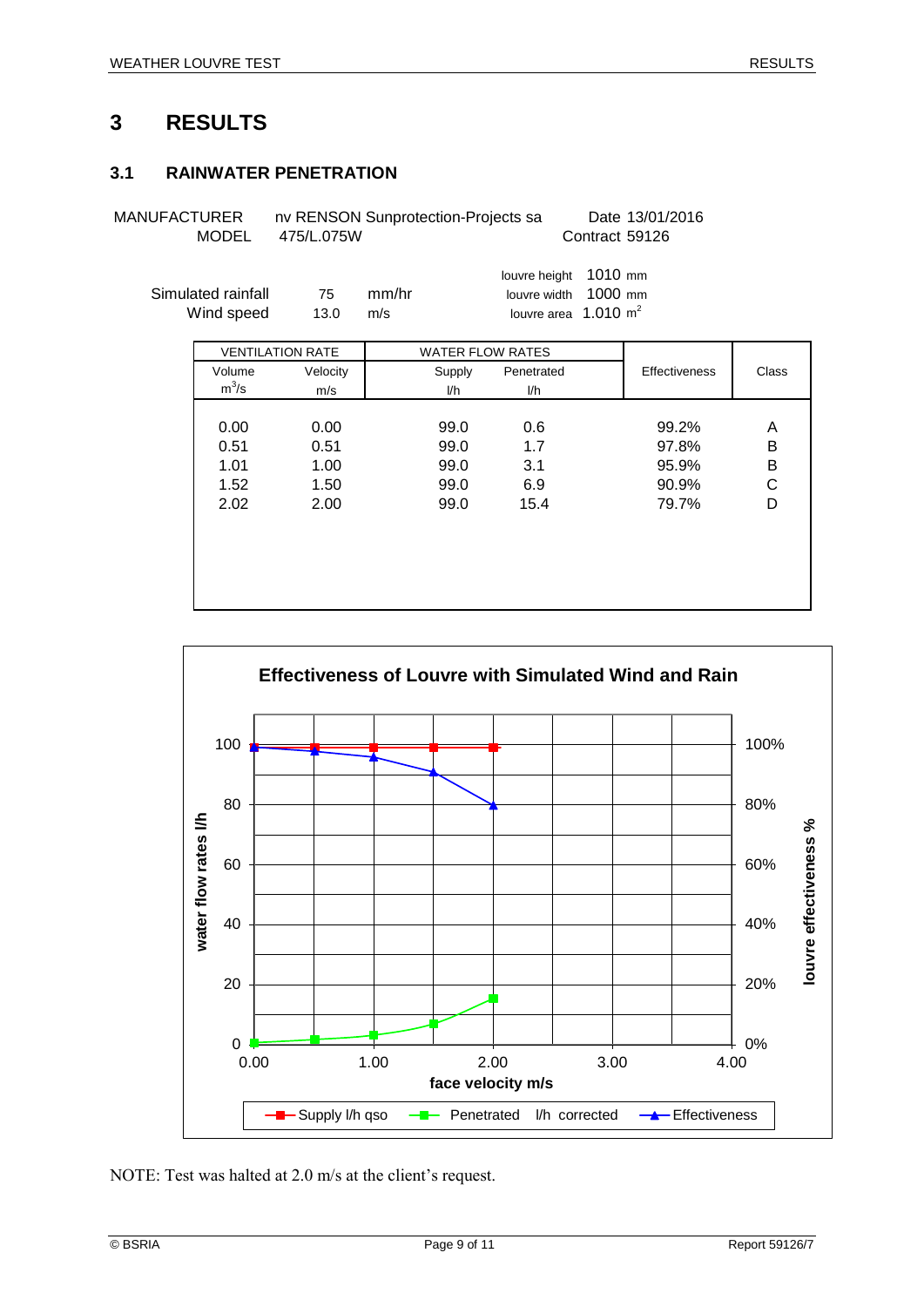# 3 RESULTS

## 3.1 RAINWATER PENETRATION

MANUFACTURER nv RENSON Sunprotection-Projects sa    Date 13/01/2016
MODEL 475/L.075W    Contract 59126

Simulated rainfall 75 mm/hr
Wind speed 13.0 m/s

louvre height 1010 mm
louvre width 1000 mm
louvre area 1.010 $m^2$

| VENTILATION RATE | | WATER FLOW RATES | | Effectiveness | Class |
|---|---|---|---|---|---|
| Volume $m^3/s$ | Velocity m/s | Supply l/h | Penetrated l/h | | |
| 0.00 | 0.00 | 99.0 | 0.6 | 99.2% | A |
| 0.51 | 0.51 | 99.0 | 1.7 | 97.8% | B |
| 1.01 | 1.00 | 99.0 | 3.1 | 95.9% | B |
| 1.52 | 1.50 | 99.0 | 6.9 | 90.9% | C |
| 2.02 | 2.00 | 99.0 | 15.4 | 79.7% | D |

**Effectiveness of Louvre with Simulated Wind and Rain**

NOTE: Test was halted at 2.0 m/s at the client's request.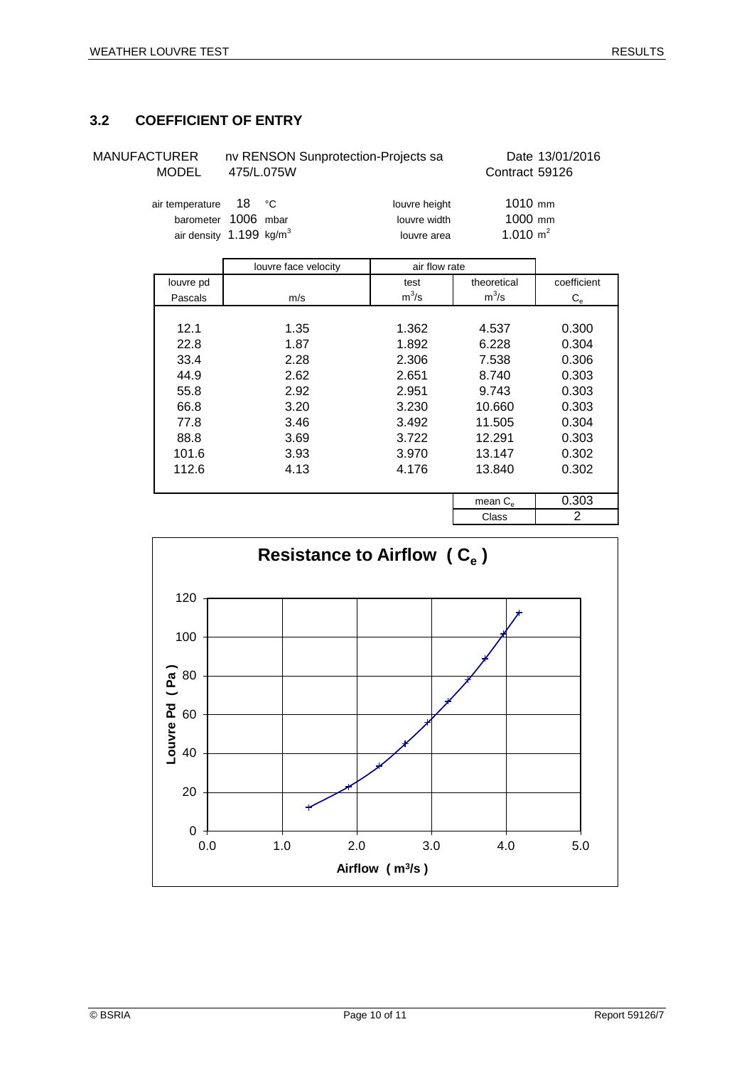## 3.2 COEFFICIENT OF ENTRY

MANUFACTURER nv RENSON Sunprotection-Projects sa — Date 13/01/2016
MODEL 475/L.075W — Contract 59126

air temperature 18 °C — louvre height 1010 mm
barometer 1006 mbar — louvre width 1000 mm
air density 1.199 kg/m$^3$ — louvre area 1.010 m$^2$

| louvre pd | louvre face velocity | air flow rate | | coefficient |
|---|---|---|---|---|
| | | test | theoretical | |
| Pascals | m/s | m$^3$/s | m$^3$/s | $C_e$ |
| 12.1 | 1.35 | 1.362 | 4.537 | 0.300 |
| 22.8 | 1.87 | 1.892 | 6.228 | 0.304 |
| 33.4 | 2.28 | 2.306 | 7.538 | 0.306 |
| 44.9 | 2.62 | 2.651 | 8.740 | 0.303 |
| 55.8 | 2.92 | 2.951 | 9.743 | 0.303 |
| 66.8 | 3.20 | 3.230 | 10.660 | 0.303 |
| 77.8 | 3.46 | 3.492 | 11.505 | 0.304 |
| 88.8 | 3.69 | 3.722 | 12.291 | 0.303 |
| 101.6 | 3.93 | 3.970 | 13.147 | 0.302 |
| 112.6 | 4.13 | 4.176 | 13.840 | 0.302 |
| | | | mean $C_e$ | 0.303 |
| | | | Class | 2 |

**Resistance to Airflow ( $C_e$ )**

(Chart: Louvre Pd ( Pa ) vs Airflow ( m$^3$/s ))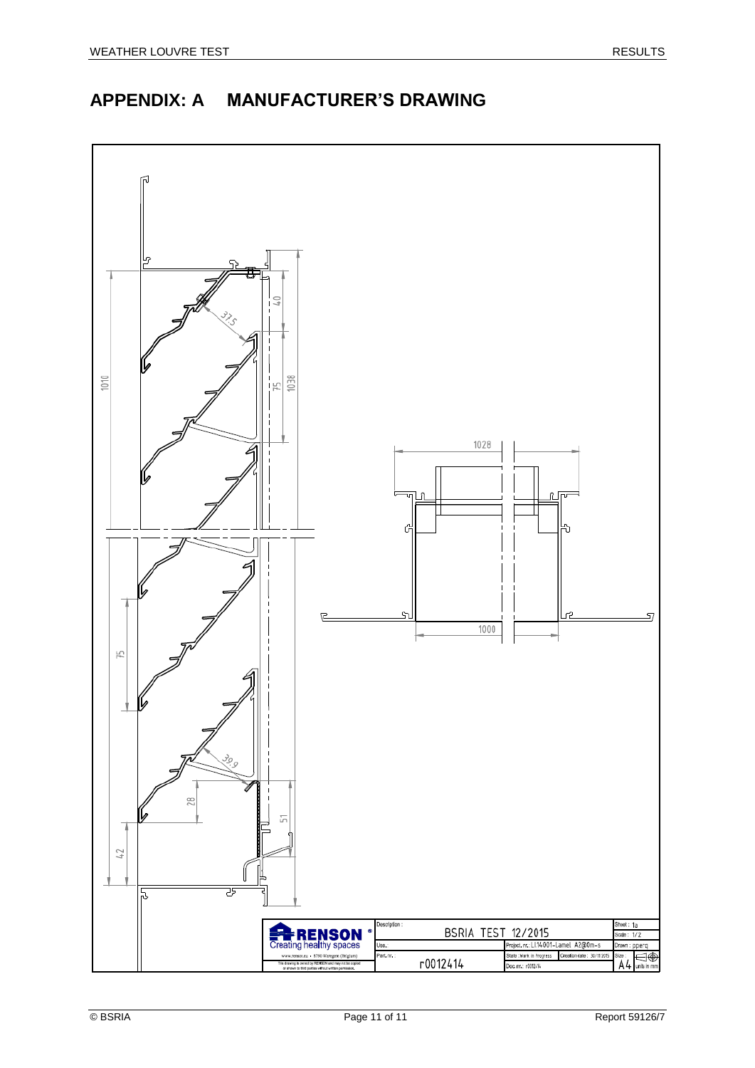# APPENDIX: A MANUFACTURER'S DRAWING

1010

37.5

40

75

1038

1028

1000

75

39.9

28

51

42

RENSON®
Creating healthy spaces

www.renson.eu • 8790 Waregem (Belgium)
This drawing is owned by RENSON and may not be copied or shown to third parties without written permission.

| | | | |
|---|---|---|---|
| Description : BSRIA TEST 12/2015 | | | Sheet : 1a |
| | | | Scale : 1/2 |
| Use. | Project. nr.: L114.001-Lamel A2@0m-s | | Drawn : pperq |
| Part. nr. r0012414 | State : Work in Progress | Creation date : 30/11/2015 | Size A4 units in mm |
| | Doc.nr.: r0012414 | | |